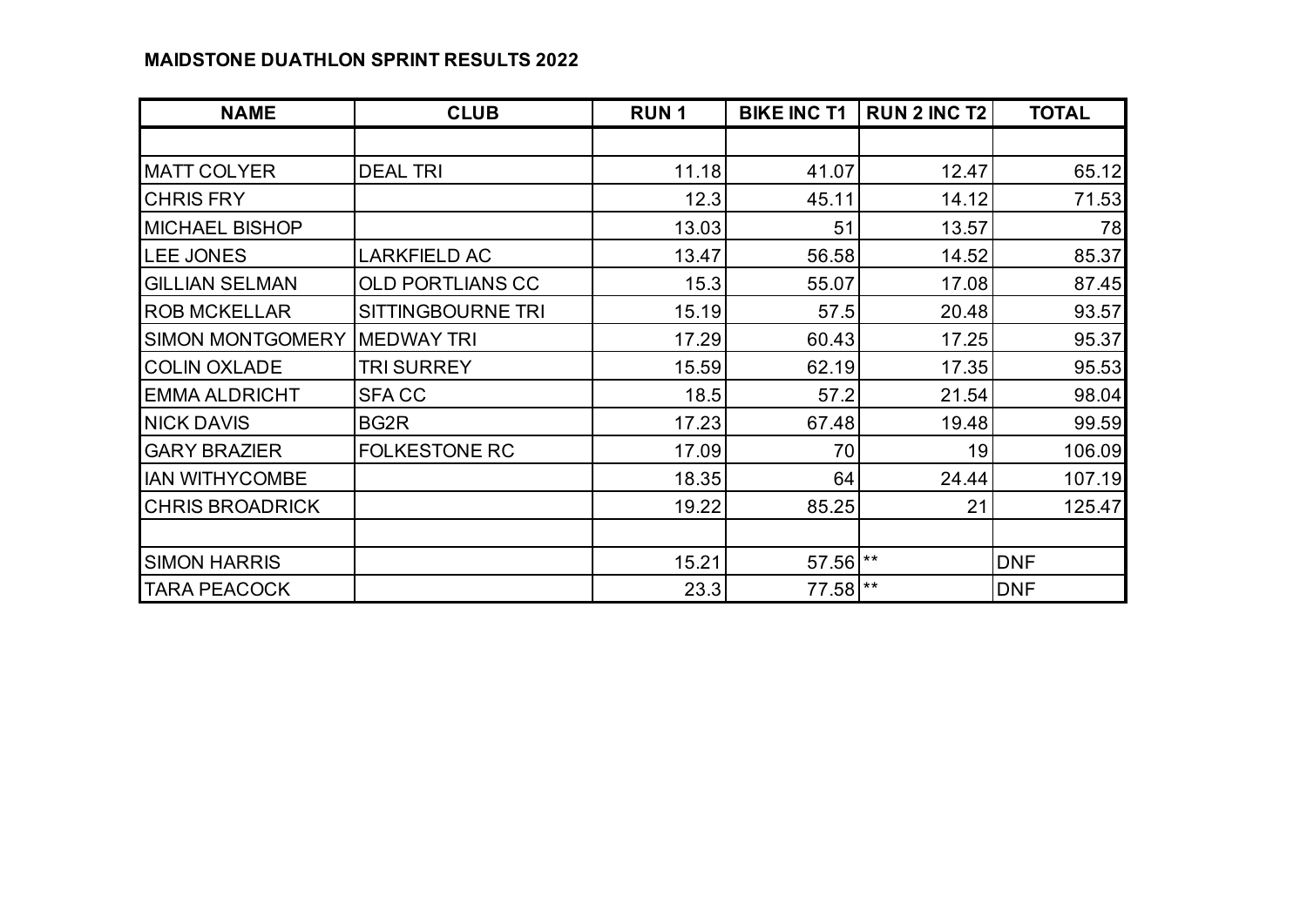**MAIDSTONE DUATHLON SPRINT RESULTS 2022**

| NAME | CLUB | RUN 1 | BIKE INC T1 | RUN 2 INC T2 | TOTAL |
|---|---|---|---|---|---|
| | | | | | |
| MATT COLYER | DEAL TRI | 11.18 | 41.07 | 12.47 | 65.12 |
| CHRIS FRY | | 12.3 | 45.11 | 14.12 | 71.53 |
| MICHAEL BISHOP | | 13.03 | 51 | 13.57 | 78 |
| LEE JONES | LARKFIELD AC | 13.47 | 56.58 | 14.52 | 85.37 |
| GILLIAN SELMAN | OLD PORTLIANS CC | 15.3 | 55.07 | 17.08 | 87.45 |
| ROB MCKELLAR | SITTINGBOURNE TRI | 15.19 | 57.5 | 20.48 | 93.57 |
| SIMON MONTGOMERY | MEDWAY TRI | 17.29 | 60.43 | 17.25 | 95.37 |
| COLIN OXLADE | TRI SURREY | 15.59 | 62.19 | 17.35 | 95.53 |
| EMMA ALDRICHT | SFA CC | 18.5 | 57.2 | 21.54 | 98.04 |
| NICK DAVIS | BG2R | 17.23 | 67.48 | 19.48 | 99.59 |
| GARY BRAZIER | FOLKESTONE RC | 17.09 | 70 | 19 | 106.09 |
| IAN WITHYCOMBE | | 18.35 | 64 | 24.44 | 107.19 |
| CHRIS BROADRICK | | 19.22 | 85.25 | 21 | 125.47 |
| | | | | | |
| SIMON HARRIS | | 15.21 | 57.56 | ** | DNF |
| TARA PEACOCK | | 23.3 | 77.58 | ** | DNF |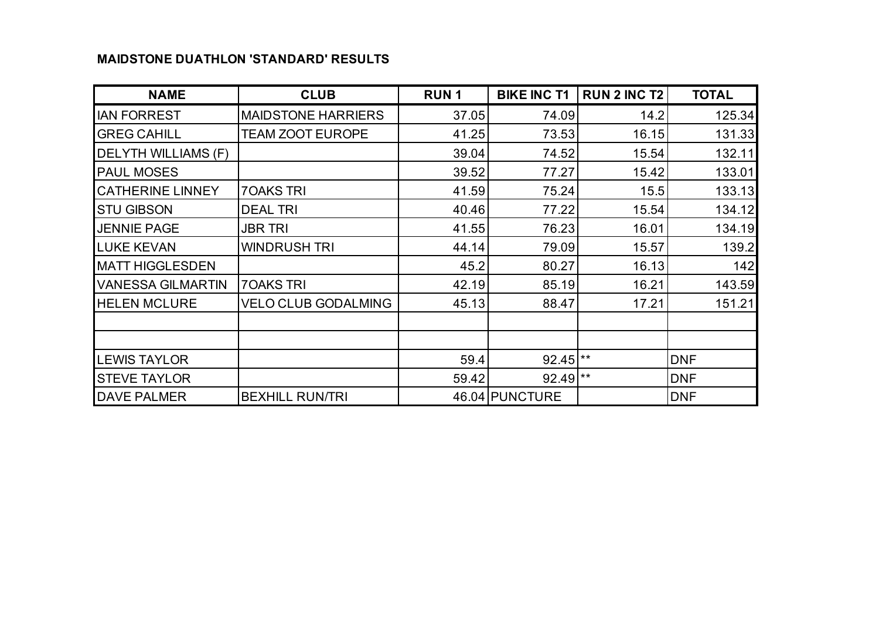**MAIDSTONE DUATHLON 'STANDARD' RESULTS**

| NAME | CLUB | RUN 1 | BIKE INC T1 | RUN 2 INC T2 | TOTAL |
|---|---|---|---|---|---|
| IAN FORREST | MAIDSTONE HARRIERS | 37.05 | 74.09 | 14.2 | 125.34 |
| GREG CAHILL | TEAM ZOOT EUROPE | 41.25 | 73.53 | 16.15 | 131.33 |
| DELYTH WILLIAMS (F) | | 39.04 | 74.52 | 15.54 | 132.11 |
| PAUL MOSES | | 39.52 | 77.27 | 15.42 | 133.01 |
| CATHERINE LINNEY | 7OAKS TRI | 41.59 | 75.24 | 15.5 | 133.13 |
| STU GIBSON | DEAL TRI | 40.46 | 77.22 | 15.54 | 134.12 |
| JENNIE PAGE | JBR TRI | 41.55 | 76.23 | 16.01 | 134.19 |
| LUKE KEVAN | WINDRUSH TRI | 44.14 | 79.09 | 15.57 | 139.2 |
| MATT HIGGLESDEN | | 45.2 | 80.27 | 16.13 | 142 |
| VANESSA GILMARTIN | 7OAKS TRI | 42.19 | 85.19 | 16.21 | 143.59 |
| HELEN MCLURE | VELO CLUB GODALMING | 45.13 | 88.47 | 17.21 | 151.21 |
| | | | | | |
| | | | | | |
| LEWIS TAYLOR | | 59.4 | 92.45 | ** | DNF |
| STEVE TAYLOR | | 59.42 | 92.49 | ** | DNF |
| DAVE PALMER | BEXHILL RUN/TRI | 46.04 | PUNCTURE | | DNF |